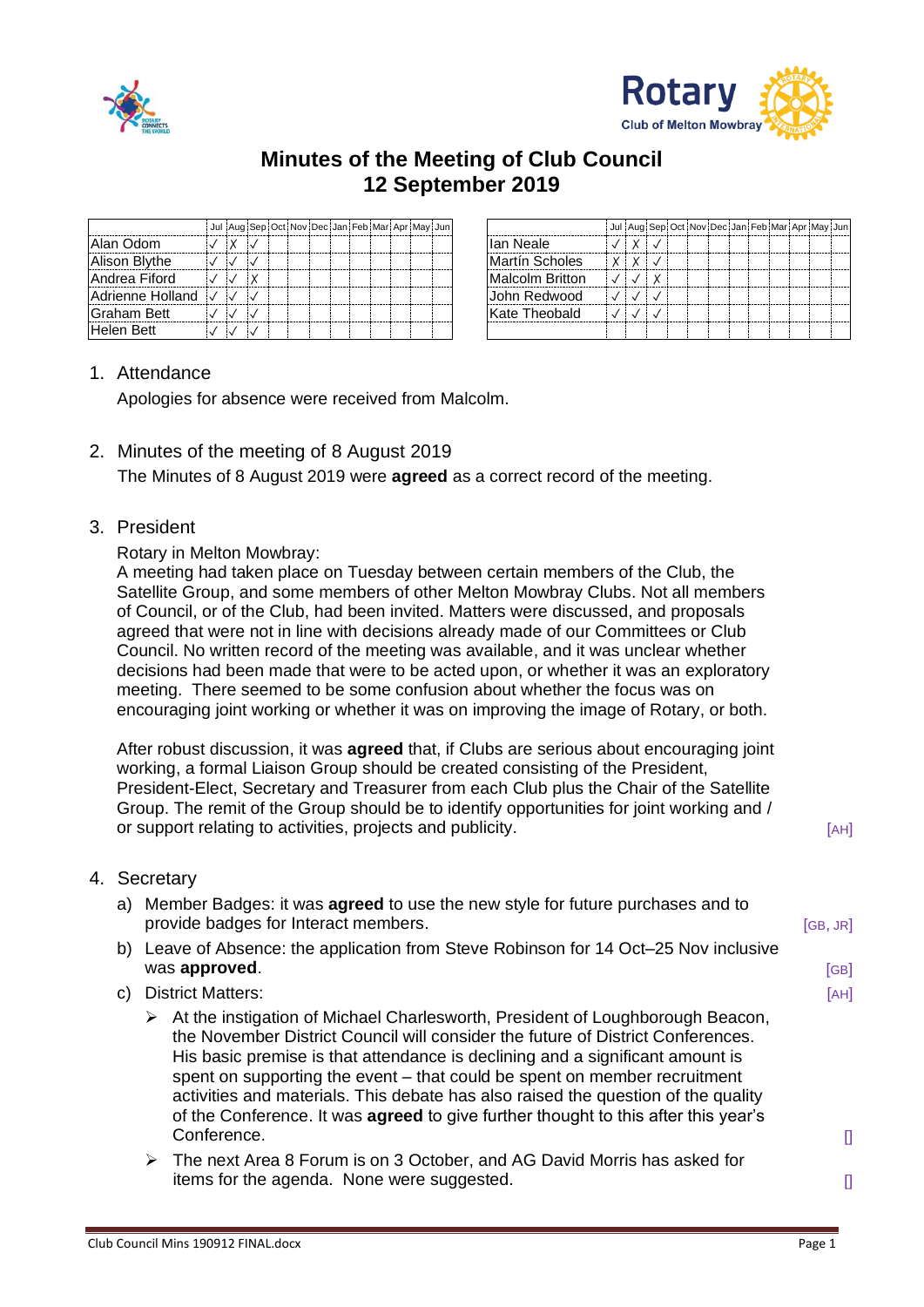# Minutes of the Meeting of Club Council
# 12 September 2019

| | Jul | Aug | Sep | Oct | Nov | Dec | Jan | Feb | Mar | Apr | May | Jun |
|---|---|---|---|---|---|---|---|---|---|---|---|---|
| Alan Odom | ✓ | X | ✓ | | | | | | | | | |
| Alison Blythe | ✓ | ✓ | ✓ | | | | | | | | | |
| Andrea Fiford | ✓ | ✓ | X | | | | | | | | | |
| Adrienne Holland | ✓ | ✓ | ✓ | | | | | | | | | |
| Graham Bett | ✓ | ✓ | ✓ | | | | | | | | | |
| Helen Bett | ✓ | ✓ | ✓ | | | | | | | | | |

| | Jul | Aug | Sep | Oct | Nov | Dec | Jan | Feb | Mar | Apr | May | Jun |
|---|---|---|---|---|---|---|---|---|---|---|---|---|
| Ian Neale | ✓ | X | ✓ | | | | | | | | | |
| Martín Scholes | X | X | ✓ | | | | | | | | | |
| Malcolm Britton | ✓ | ✓ | X | | | | | | | | | |
| John Redwood | ✓ | ✓ | ✓ | | | | | | | | | |
| Kate Theobald | ✓ | ✓ | ✓ | | | | | | | | | |

1. Attendance

   Apologies for absence were received from Malcolm.

2. Minutes of the meeting of 8 August 2019

   The Minutes of 8 August 2019 were **agreed** as a correct record of the meeting.

3. President

   Rotary in Melton Mowbray:
   A meeting had taken place on Tuesday between certain members of the Club, the Satellite Group, and some members of other Melton Mowbray Clubs. Not all members of Council, or of the Club, had been invited. Matters were discussed, and proposals agreed that were not in line with decisions already made of our Committees or Club Council. No written record of the meeting was available, and it was unclear whether decisions had been made that were to be acted upon, or whether it was an exploratory meeting. There seemed to be some confusion about whether the focus was on encouraging joint working or whether it was on improving the image of Rotary, or both.

   After robust discussion, it was **agreed** that, if Clubs are serious about encouraging joint working, a formal Liaison Group should be created consisting of the President, President-Elect, Secretary and Treasurer from each Club plus the Chair of the Satellite Group. The remit of the Group should be to identify opportunities for joint working and / or support relating to activities, projects and publicity. [AH]

4. Secretary

   a) Member Badges: it was **agreed** to use the new style for future purchases and to provide badges for Interact members. [GB, JR]

   b) Leave of Absence: the application from Steve Robinson for 14 Oct–25 Nov inclusive was **approved**. [GB]

   c) District Matters: [AH]

      - At the instigation of Michael Charlesworth, President of Loughborough Beacon, the November District Council will consider the future of District Conferences. His basic premise is that attendance is declining and a significant amount is spent on supporting the event – that could be spent on member recruitment activities and materials. This debate has also raised the question of the quality of the Conference. It was **agreed** to give further thought to this after this year's Conference. []

      - The next Area 8 Forum is on 3 October, and AG David Morris has asked for items for the agenda. None were suggested. []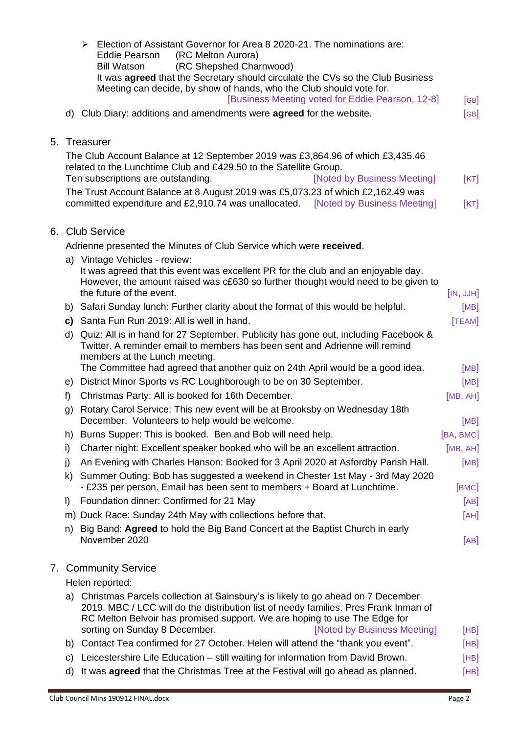- Election of Assistant Governor for Area 8 2020-21. The nominations are:
  Eddie Pearson (RC Melton Aurora)
  Bill Watson (RC Shepshed Charnwood)
  It was **agreed** that the Secretary should circulate the CVs so the Club Business Meeting can decide, by show of hands, who the Club should vote for.
  [Business Meeting voted for Eddie Pearson, 12-8] [GB]

d) Club Diary: additions and amendments were **agreed** for the website. [GB]

## 5. Treasurer

The Club Account Balance at 12 September 2019 was £3,864.96 of which £3,435.46 related to the Lunchtime Club and £429.50 to the Satellite Group.
Ten subscriptions are outstanding. [Noted by Business Meeting] [KT]

The Trust Account Balance at 8 August 2019 was £5,073.23 of which £2,162.49 was committed expenditure and £2,910.74 was unallocated. [Noted by Business Meeting] [KT]

## 6. Club Service

Adrienne presented the Minutes of Club Service which were **received**.

a) Vintage Vehicles - review:
It was agreed that this event was excellent PR for the club and an enjoyable day. However, the amount raised was c£630 so further thought would need to be given to the future of the event. [IN, JJH]

b) Safari Sunday lunch: Further clarity about the format of this would be helpful. [MB]

**c)** Santa Fun Run 2019: All is well in hand. [TEAM]

d) Quiz: All is in hand for 27 September. Publicity has gone out, including Facebook & Twitter. A reminder email to members has been sent and Adrienne will remind members at the Lunch meeting.
The Committee had agreed that another quiz on 24th April would be a good idea. [MB]

e) District Minor Sports vs RC Loughborough to be on 30 September. [MB]

f) Christmas Party: All is booked for 16th December. [MB, AH]

g) Rotary Carol Service: This new event will be at Brooksby on Wednesday 18th December. Volunteers to help would be welcome. [MB]

h) Burns Supper: This is booked. Ben and Bob will need help. [BA, BMC]

i) Charter night: Excellent speaker booked who will be an excellent attraction. [MB, AH]

j) An Evening with Charles Hanson: Booked for 3 April 2020 at Asfordby Parish Hall. [MB]

k) Summer Outing: Bob has suggested a weekend in Chester 1st May - 3rd May 2020 - £235 per person. Email has been sent to members + Board at Lunchtime. [BMC]

l) Foundation dinner: Confirmed for 21 May [AB]

m) Duck Race: Sunday 24th May with collections before that. [AH]

n) Big Band: **Agreed** to hold the Big Band Concert at the Baptist Church in early November 2020 [AB]

## 7. Community Service

Helen reported:

a) Christmas Parcels collection at Sainsbury's is likely to go ahead on 7 December 2019. MBC / LCC will do the distribution list of needy families. Pres Frank Inman of RC Melton Belvoir has promised support. We are hoping to use The Edge for sorting on Sunday 8 December. [Noted by Business Meeting] [HB]

b) Contact Tea confirmed for 27 October. Helen will attend the "thank you event". [HB]

c) Leicestershire Life Education – still waiting for information from David Brown. [HB]

d) It was **agreed** that the Christmas Tree at the Festival will go ahead as planned. [HB]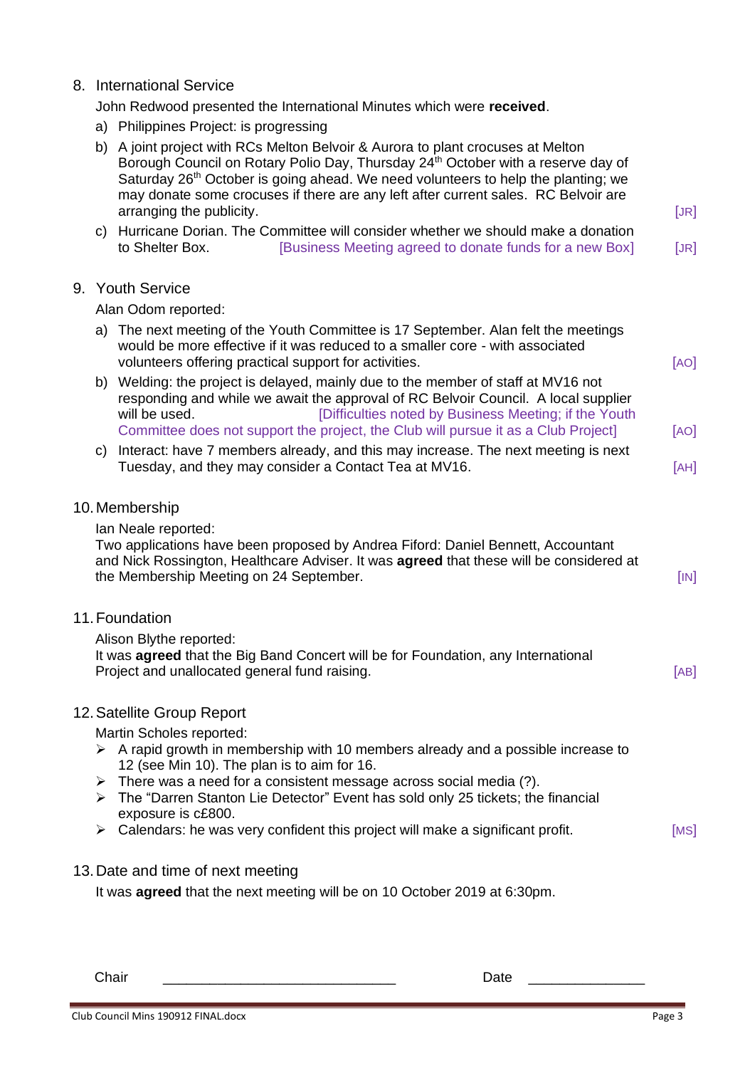## 8. International Service

John Redwood presented the International Minutes which were **received**.

a) Philippines Project: is progressing

b) A joint project with RCs Melton Belvoir & Aurora to plant crocuses at Melton Borough Council on Rotary Polio Day, Thursday 24th October with a reserve day of Saturday 26th October is going ahead. We need volunteers to help the planting; we may donate some crocuses if there are any left after current sales. RC Belvoir are arranging the publicity. [JR]

c) Hurricane Dorian. The Committee will consider whether we should make a donation to Shelter Box. [Business Meeting agreed to donate funds for a new Box] [JR]

## 9. Youth Service

Alan Odom reported:

a) The next meeting of the Youth Committee is 17 September. Alan felt the meetings would be more effective if it was reduced to a smaller core - with associated volunteers offering practical support for activities. [AO]

b) Welding: the project is delayed, mainly due to the member of staff at MV16 not responding and while we await the approval of RC Belvoir Council. A local supplier will be used. [Difficulties noted by Business Meeting; if the Youth Committee does not support the project, the Club will pursue it as a Club Project] [AO]

c) Interact: have 7 members already, and this may increase. The next meeting is next Tuesday, and they may consider a Contact Tea at MV16. [AH]

## 10. Membership

Ian Neale reported:
Two applications have been proposed by Andrea Fiford: Daniel Bennett, Accountant and Nick Rossington, Healthcare Adviser. It was **agreed** that these will be considered at the Membership Meeting on 24 September. [IN]

## 11. Foundation

Alison Blythe reported:
It was **agreed** that the Big Band Concert will be for Foundation, any International Project and unallocated general fund raising. [AB]

## 12. Satellite Group Report

Martin Scholes reported:

- A rapid growth in membership with 10 members already and a possible increase to 12 (see Min 10). The plan is to aim for 16.
- There was a need for a consistent message across social media (?).
- The "Darren Stanton Lie Detector" Event has sold only 25 tickets; the financial exposure is c£800.
- Calendars: he was very confident this project will make a significant profit. [MS]

## 13. Date and time of next meeting

It was **agreed** that the next meeting will be on 10 October 2019 at 6:30pm.

Chair _____________________________ Date ______________